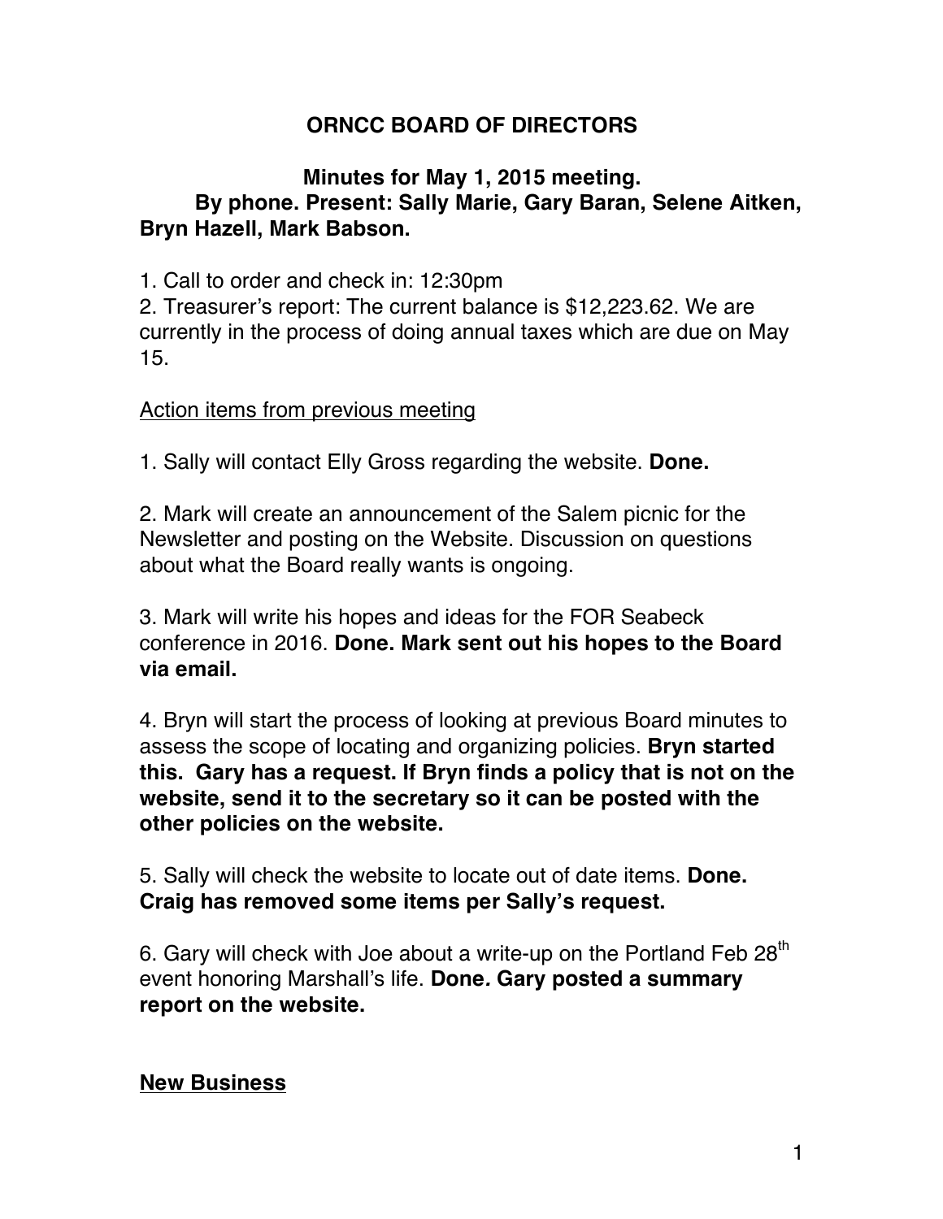# ORNCC BOARD OF DIRECTORS

**Minutes for May 1, 2015 meeting.**

**By phone. Present: Sally Marie, Gary Baran, Selene Aitken, Bryn Hazell, Mark Babson.**

1. Call to order and check in: 12:30pm
2. Treasurer's report: The current balance is $12,223.62. We are currently in the process of doing annual taxes which are due on May 15.

<u>Action items from previous meeting</u>

1. Sally will contact Elly Gross regarding the website. **Done.**

2. Mark will create an announcement of the Salem picnic for the Newsletter and posting on the Website. Discussion on questions about what the Board really wants is ongoing.

3. Mark will write his hopes and ideas for the FOR Seabeck conference in 2016. **Done. Mark sent out his hopes to the Board via email.**

4. Bryn will start the process of looking at previous Board minutes to assess the scope of locating and organizing policies. **Bryn started this. Gary has a request. If Bryn finds a policy that is not on the website, send it to the secretary so it can be posted with the other policies on the website.**

5. Sally will check the website to locate out of date items. **Done. Craig has removed some items per Sally's request.**

6. Gary will check with Joe about a write-up on the Portland Feb 28th event honoring Marshall's life. **Done. Gary posted a summary report on the website.**

## <u>New Business</u>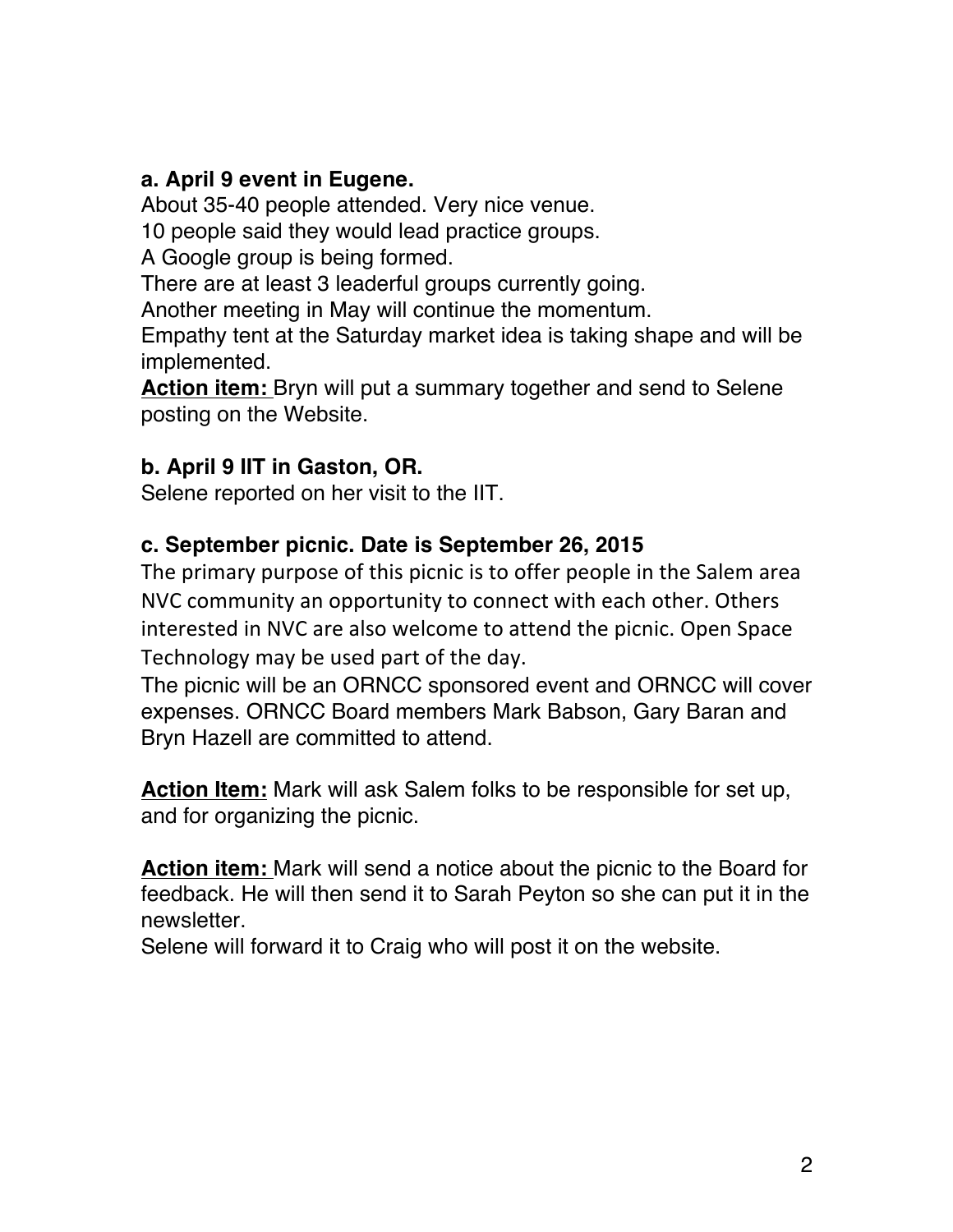**a. April 9 event in Eugene.**

About 35-40 people attended. Very nice venue.
10 people said they would lead practice groups.
A Google group is being formed.
There are at least 3 leaderful groups currently going.
Another meeting in May will continue the momentum.
Empathy tent at the Saturday market idea is taking shape and will be implemented.

**Action item:** Bryn will put a summary together and send to Selene posting on the Website.

**b. April 9 IIT in Gaston, OR.**

Selene reported on her visit to the IIT.

**c. September picnic. Date is September 26, 2015**

The primary purpose of this picnic is to offer people in the Salem area NVC community an opportunity to connect with each other. Others interested in NVC are also welcome to attend the picnic. Open Space Technology may be used part of the day.
The picnic will be an ORNCC sponsored event and ORNCC will cover expenses. ORNCC Board members Mark Babson, Gary Baran and Bryn Hazell are committed to attend.

**Action Item:** Mark will ask Salem folks to be responsible for set up, and for organizing the picnic.

**Action item:** Mark will send a notice about the picnic to the Board for feedback. He will then send it to Sarah Peyton so she can put it in the newsletter.
Selene will forward it to Craig who will post it on the website.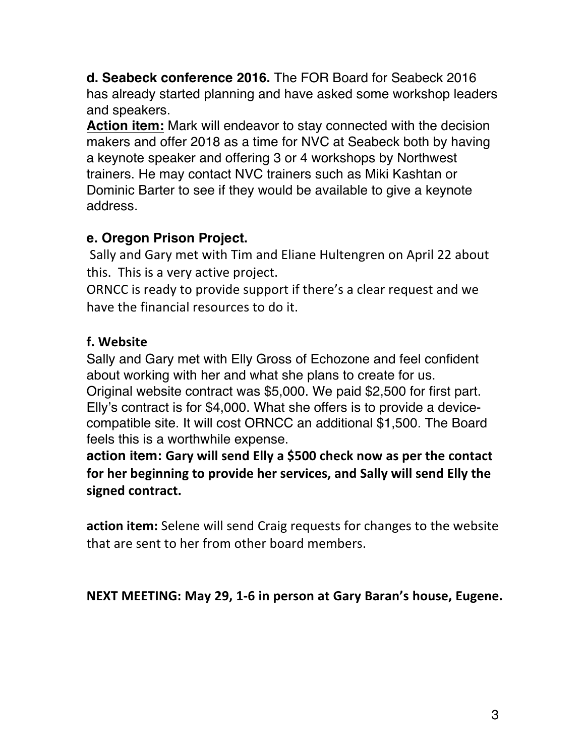**d. Seabeck conference 2016.** The FOR Board for Seabeck 2016 has already started planning and have asked some workshop leaders and speakers.

**Action item:** Mark will endeavor to stay connected with the decision makers and offer 2018 as a time for NVC at Seabeck both by having a keynote speaker and offering 3 or 4 workshops by Northwest trainers. He may contact NVC trainers such as Miki Kashtan or Dominic Barter to see if they would be available to give a keynote address.

### e. Oregon Prison Project.

Sally and Gary met with Tim and Eliane Hultengren on April 22 about this. This is a very active project.

ORNCC is ready to provide support if there's a clear request and we have the financial resources to do it.

### f. Website

Sally and Gary met with Elly Gross of Echozone and feel confident about working with her and what she plans to create for us.

Original website contract was $5,000. We paid $2,500 for first part. Elly's contract is for $4,000. What she offers is to provide a device-compatible site. It will cost ORNCC an additional $1,500. The Board feels this is a worthwhile expense.

**action item: Gary will send Elly a $500 check now as per the contact for her beginning to provide her services, and Sally will send Elly the signed contract.**

**action item:** Selene will send Craig requests for changes to the website that are sent to her from other board members.

**NEXT MEETING: May 29, 1-6 in person at Gary Baran's house, Eugene.**